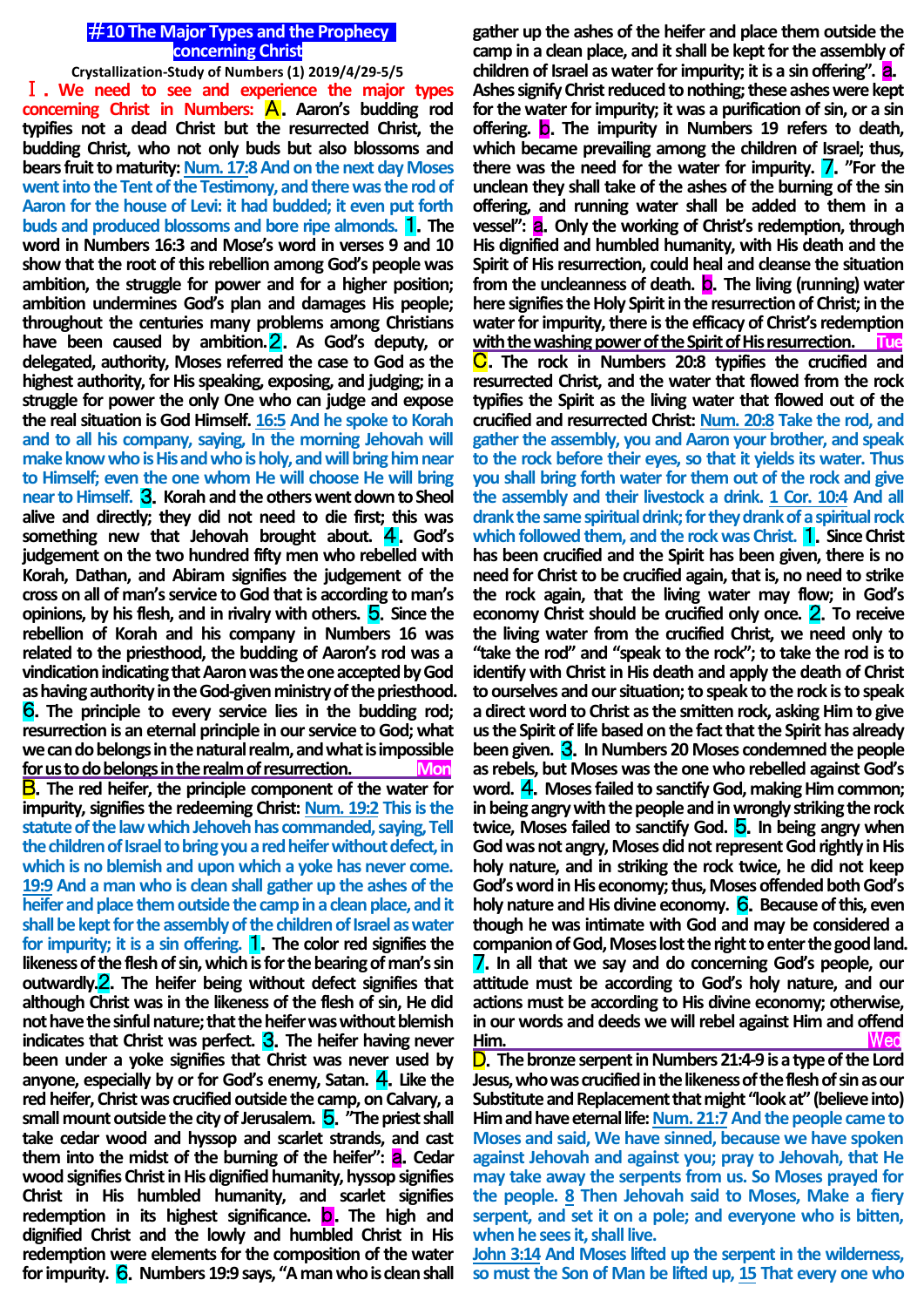# #10 The Major Types and the Prophecy concerning Christ

**Crystallization-Study of Numbers (1) 2019/4/29-5/5**

**Ⅰ. We need to see and experience the major types concerning Christ in Numbers: A. Aaron's budding rod typifies not a dead Christ but the resurrected Christ, the budding Christ, who not only buds but also blossoms and bears fruit to maturity: Num. 17:8 And on the next day Moses went into the Tent of the Testimony, and there was the rod of Aaron for the house of Levi: it had budded; it even put forth buds and produced blossoms and bore ripe almonds. 1. The word in Numbers 16:3 and Mose's word in verses 9 and 10 show that the root of this rebellion among God's people was ambition, the struggle for power and for a higher position; ambition undermines God's plan and damages His people; throughout the centuries many problems among Christians have been caused by ambition. 2. As God's deputy, or delegated, authority, Moses referred the case to God as the highest authority, for His speaking, exposing, and judging; in a struggle for power the only One who can judge and expose the real situation is God Himself. 16:5 And he spoke to Korah and to all his company, saying, In the morning Jehovah will make know who is His and who is holy, and will bring him near to Himself; even the one whom He will choose He will bring near to Himself. 3. Korah and the others went down to Sheol alive and directly; they did not need to die first; this was something new that Jehovah brought about. 4. God's judgement on the two hundred fifty men who rebelled with Korah, Dathan, and Abiram signifies the judgement of the cross on all of man's service to God that is according to man's opinions, by his flesh, and in rivalry with others. 5. Since the rebellion of Korah and his company in Numbers 16 was related to the priesthood, the budding of Aaron's rod was a vindication indicating that Aaron was the one accepted by God as having authority in the God-given ministry of the priesthood. 6. The principle to every service lies in the budding rod; resurrection is an eternal principle in our service to God; what we can do belongs in the natural realm, and what is impossible for us to do belongs in the realm of resurrection.** Mon

**B. The red heifer, the principle component of the water for impurity, signifies the redeeming Christ: Num. 19:2 This is the statute of the law which Jehoveh has commanded, saying, Tell the children of Israel to bring you a red heifer without defect, in which is no blemish and upon which a yoke has never come. 19:9 And a man who is clean shall gather up the ashes of the heifer and place them outside the camp in a clean place, and it shall be kept for the assembly of the children of Israel as water for impurity; it is a sin offering. 1. The color red signifies the likeness of the flesh of sin, which is for the bearing of man's sin outwardly. 2. The heifer being without defect signifies that although Christ was in the likeness of the flesh of sin, He did not have the sinful nature; that the heifer was without blemish indicates that Christ was perfect. 3. The heifer having never been under a yoke signifies that Christ was never used by anyone, especially by or for God's enemy, Satan. 4. Like the red heifer, Christ was crucified outside the camp, on Calvary, a small mount outside the city of Jerusalem. 5. "The priest shall take cedar wood and hyssop and scarlet strands, and cast them into the midst of the burning of the heifer": a. Cedar wood signifies Christ in His dignified humanity, hyssop signifies Christ in His humbled humanity, and scarlet signifies redemption in its highest significance. b. The high and dignified Christ and the lowly and humbled Christ in His redemption were elements for the composition of the water for impurity. 6. Numbers 19:9 says, "A man who is clean shall gather up the ashes of the heifer and place them outside the camp in a clean place, and it shall be kept for the assembly of children of Israel as water for impurity; it is a sin offering". a. Ashes signify Christ reduced to nothing; these ashes were kept for the water for impurity; it was a purification of sin, or a sin offering. b. The impurity in Numbers 19 refers to death, which became prevailing among the children of Israel; thus, there was the need for the water for impurity. 7. "For the unclean they shall take of the ashes of the burning of the sin offering, and running water shall be added to them in a vessel": a. Only the working of Christ's redemption, through His dignified and humbled humanity, with His death and the Spirit of His resurrection, could heal and cleanse the situation from the uncleanness of death. b. The living (running) water here signifies the Holy Spirit in the resurrection of Christ; in the water for impurity, there is the efficacy of Christ's redemption with the washing power of the Spirit of His resurrection.** Tue

**C. The rock in Numbers 20:8 typifies the crucified and resurrected Christ, and the water that flowed from the rock typifies the Spirit as the living water that flowed out of the crucified and resurrected Christ: Num. 20:8 Take the rod, and gather the assembly, you and Aaron your brother, and speak to the rock before their eyes, so that it yields its water. Thus you shall bring forth water for them out of the rock and give the assembly and their livestock a drink. 1 Cor. 10:4 And all drank the same spiritual drink; for they drank of a spiritual rock which followed them, and the rock was Christ. 1. Since Christ has been crucified and the Spirit has been given, there is no need for Christ to be crucified again, that is, no need to strike the rock again, that the living water may flow; in God's economy Christ should be crucified only once. 2. To receive the living water from the crucified Christ, we need only to "take the rod" and "speak to the rock"; to take the rod is to identify with Christ in His death and apply the death of Christ to ourselves and our situation; to speak to the rock is to speak a direct word to Christ as the smitten rock, asking Him to give us the Spirit of life based on the fact that the Spirit has already been given. 3. In Numbers 20 Moses condemned the people as rebels, but Moses was the one who rebelled against God's word. 4. Moses failed to sanctify God, making Him common; in being angry with the people and in wrongly striking the rock twice, Moses failed to sanctify God. 5. In being angry when God was not angry, Moses did not represent God rightly in His holy nature, and in striking the rock twice, he did not keep God's word in His economy; thus, Moses offended both God's holy nature and His divine economy. 6. Because of this, even though he was intimate with God and may be considered a companion of God, Moses lost the right to enter the good land. 7. In all that we say and do concerning God's people, our attitude must be according to God's holy nature, and our actions must be according to His divine economy; otherwise, in our words and deeds we will rebel against Him and offend Him.** Wed

**D. The bronze serpent in Numbers 21:4-9 is a type of the Lord Jesus, who was crucified in the likeness of the flesh of sin as our Substitute and Replacement that might "look at" (believe into) Him and have eternal life: Num. 21:7 And the people came to Moses and said, We have sinned, because we have spoken against Jehovah and against you; pray to Jehovah, that He may take away the serpents from us. So Moses prayed for the people. 8 Then Jehovah said to Moses, Make a fiery serpent, and set it on a pole; and everyone who is bitten, when he sees it, shall live.**

**John 3:14 And Moses lifted up the serpent in the wilderness, so must the Son of Man be lifted up, 15 That every one who**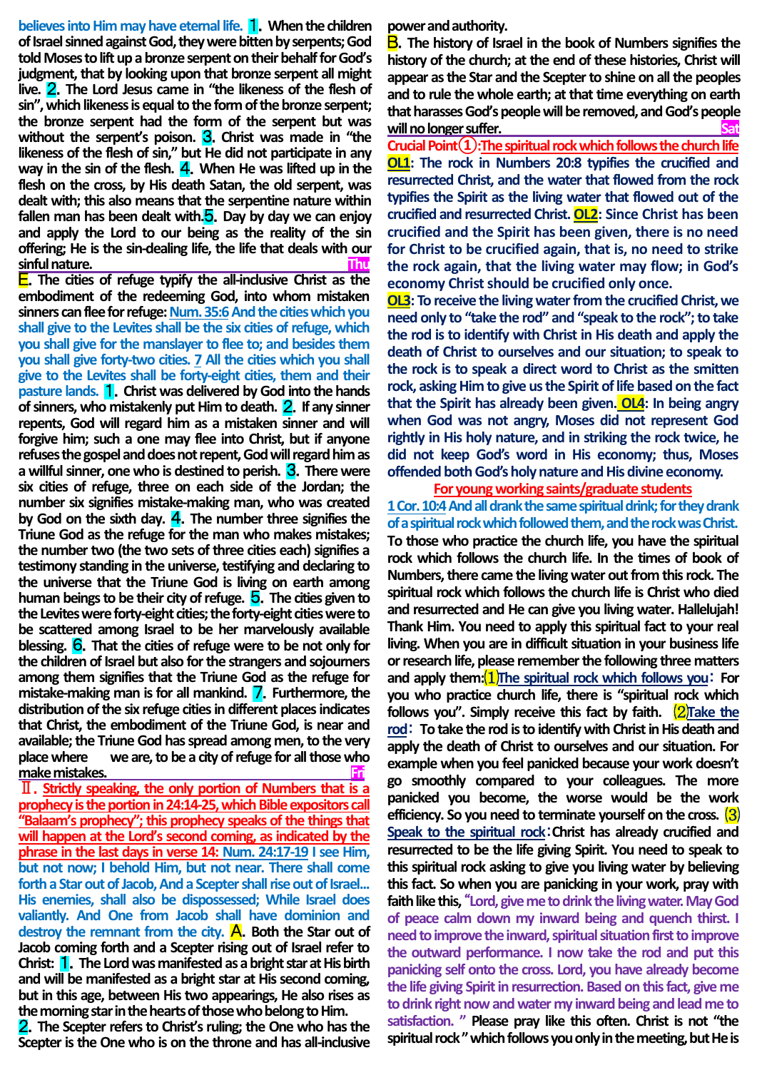believes into Him may have eternal life. 1. When the children of Israel sinned against God, they were bitten by serpents; God told Moses to lift up a bronze serpent on their behalf for God's judgment, that by looking upon that bronze serpent all might live. 2. The Lord Jesus came in "the likeness of the flesh of sin", which likeness is equal to the form of the bronze serpent; the bronze serpent had the form of the serpent but was without the serpent's poison. 3. Christ was made in "the likeness of the flesh of sin," but He did not participate in any way in the sin of the flesh. 4. When He was lifted up in the flesh on the cross, by His death Satan, the old serpent, was dealt with; this also means that the serpentine nature within fallen man has been dealt with. 5. Day by day we can enjoy and apply the Lord to our being as the reality of the sin offering; He is the sin-dealing life, the life that deals with our sinful nature. Thu

E. The cities of refuge typify the all-inclusive Christ as the embodiment of the redeeming God, into whom mistaken sinners can flee for refuge: **Num. 35:6 And the cities which you shall give to the Levites shall be the six cities of refuge, which you shall give for the manslayer to flee to; and besides them you shall give forty-two cities. 7 All the cities which you shall give to the Levites shall be forty-eight cities, them and their pasture lands.** 1. Christ was delivered by God into the hands of sinners, who mistakenly put Him to death. 2. If any sinner repents, God will regard him as a mistaken sinner and will forgive him; such a one may flee into Christ, but if anyone refuses the gospel and does not repent, God will regard him as a willful sinner, one who is destined to perish. 3. There were six cities of refuge, three on each side of the Jordan; the number six signifies mistake-making man, who was created by God on the sixth day. 4. The number three signifies the Triune God as the refuge for the man who makes mistakes; the number two (the two sets of three cities each) signifies a testimony standing in the universe, testifying and declaring to the universe that the Triune God is living on earth among human beings to be their city of refuge. 5. The cities given to the Levites were forty-eight cities; the forty-eight cities were to be scattered among Israel to be her marvelously available blessing. 6. That the cities of refuge were to be not only for the children of Israel but also for the strangers and sojourners among them signifies that the Triune God as the refuge for mistake-making man is for all mankind. 7. Furthermore, the distribution of the six refuge cities in different places indicates that Christ, the embodiment of the Triune God, is near and available; the Triune God has spread among men, to the very place where we are, to be a city of refuge for all those who make mistakes. Fri

**Ⅱ. Strictly speaking, the only portion of Numbers that is a prophecy is the portion in 24:14-25, which Bible expositors call "Balaam's prophecy"; this prophecy speaks of the things that will happen at the Lord's second coming, as indicated by the phrase in the last days in verse 14: Num. 24:17-19 I see Him, but not now; I behold Him, but not near. There shall come forth a Star out of Jacob, And a Scepter shall rise out of Israel... His enemies, shall also be dispossessed; While Israel does valiantly. And One from Jacob shall have dominion and destroy the remnant from the city.** A. Both the Star out of Jacob coming forth and a Scepter rising out of Israel refer to Christ: 1. The Lord was manifested as a bright star at His birth and will be manifested as a bright star at His second coming, but in this age, between His two appearings, He also rises as the morning star in the hearts of those who belong to Him. 2. The Scepter refers to Christ's ruling; the One who has the Scepter is the One who is on the throne and has all-inclusive power and authority.

B. The history of Israel in the book of Numbers signifies the history of the church; at the end of these histories, Christ will appear as the Star and the Scepter to shine on all the peoples and to rule the whole earth; at that time everything on earth that harasses God's people will be removed, and God's people will no longer suffer. Sat

**Crucial Point①: The spiritual rock which follows the church life**

**OL1: The rock in Numbers 20:8 typifies the crucified and resurrected Christ, and the water that flowed from the rock typifies the Spirit as the living water that flowed out of the crucified and resurrected Christ. OL2: Since Christ has been crucified and the Spirit has been given, there is no need for Christ to be crucified again, that is, no need to strike the rock again, that the living water may flow; in God's economy Christ should be crucified only once.**

**OL3: To receive the living water from the crucified Christ, we need only to "take the rod" and "speak to the rock"; to take the rod is to identify with Christ in His death and apply the death of Christ to ourselves and our situation; to speak to the rock is to speak a direct word to Christ as the smitten rock, asking Him to give us the Spirit of life based on the fact that the Spirit has already been given. OL4: In being angry when God was not angry, Moses did not represent God rightly in His holy nature, and in striking the rock twice, he did not keep God's word in His economy; thus, Moses offended both God's holy nature and His divine economy.**

**For young working saints/graduate students**

**1 Cor. 10:4 And all drank the same spiritual drink; for they drank of a spiritual rock which followed them, and the rock was Christ.**
To those who practice the church life, you have the spiritual rock which follows the church life. In the times of book of Numbers, there came the living water out from this rock. The spiritual rock which follows the church life is Christ who died and resurrected and He can give you living water. Hallelujah! Thank Him. You need to apply this spiritual fact to your real living. When you are in difficult situation in your business life or research life, please remember the following three matters and apply them:(1)The spiritual rock which follows you: For you who practice church life, there is "spiritual rock which follows you". Simply receive this fact by faith. (2)Take the rod: To take the rod is to identify with Christ in His death and apply the death of Christ to ourselves and our situation. For example when you feel panicked because your work doesn't go smoothly compared to your colleagues. The more panicked you become, the worse would be the work efficiency. So you need to terminate yourself on the cross. (3) Speak to the spiritual rock: Christ has already crucified and resurrected to be the life giving Spirit. You need to speak to this spiritual rock asking to give you living water by believing this fact. So when you are panicking in your work, pray with faith like this, "Lord, give me to drink the living water. May God of peace calm down my inward being and quench thirst. I need to improve the inward, spiritual situation first to improve the outward performance. I now take the rod and put this panicking self onto the cross. Lord, you have already become the life giving Spirit in resurrection. Based on this fact, give me to drink right now and water my inward being and lead me to satisfaction." Please pray like this often. Christ is not "the spiritual rock" which follows you only in the meeting, but He is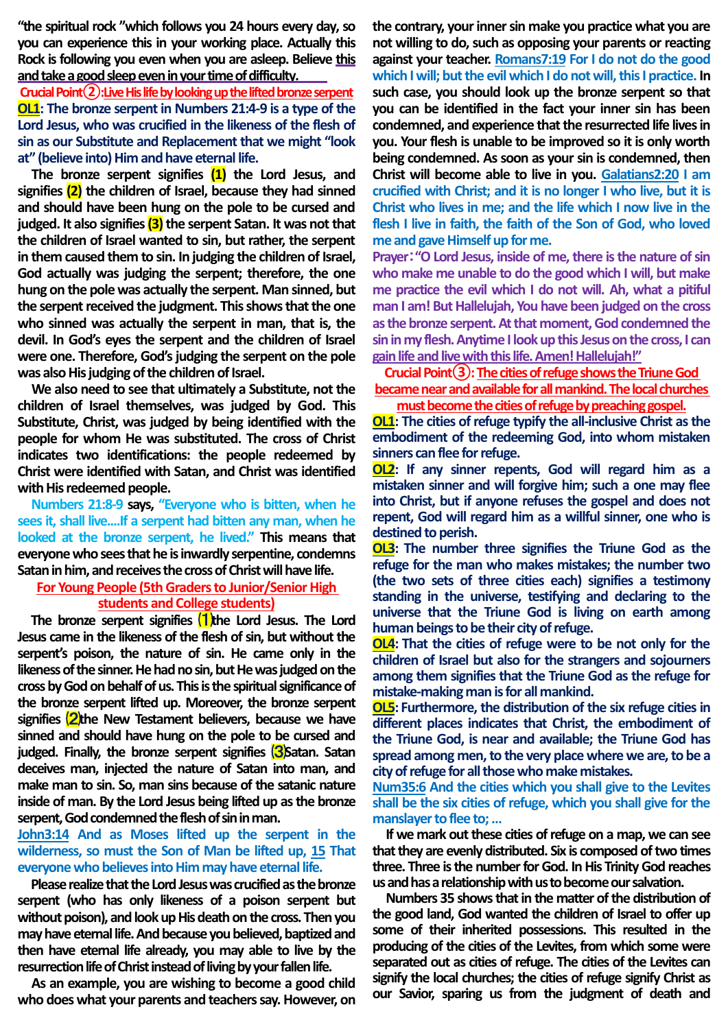"the spiritual rock "which follows you 24 hours every day, so you can experience this in your working place. Actually this Rock is following you even when you are asleep. Believe this and take a good sleep even in your time of difficulty.

**Crucial Point②:Live His life by looking up the lifted bronze serpent**

**OL1: The bronze serpent in Numbers 21:4-9 is a type of the Lord Jesus, who was crucified in the likeness of the flesh of sin as our Substitute and Replacement that we might "look at" (believe into) Him and have eternal life.**

The bronze serpent signifies **(1)** the Lord Jesus, and signifies **(2)** the children of Israel, because they had sinned and should have been hung on the pole to be cursed and judged. It also signifies **(3)** the serpent Satan. It was not that the children of Israel wanted to sin, but rather, the serpent in them caused them to sin. In judging the children of Israel, God actually was judging the serpent; therefore, the one hung on the pole was actually the serpent. Man sinned, but the serpent received the judgment. This shows that the one who sinned was actually the serpent in man, that is, the devil. In God's eyes the serpent and the children of Israel were one. Therefore, God's judging the serpent on the pole was also His judging of the children of Israel.

We also need to see that ultimately a Substitute, not the children of Israel themselves, was judged by God. This Substitute, Christ, was judged by being identified with the people for whom He was substituted. The cross of Christ indicates two identifications: the people redeemed by Christ were identified with Satan, and Christ was identified with His redeemed people.

**Numbers 21:8-9** says, **"Everyone who is bitten, when he sees it, shall live....If a serpent had bitten any man, when he looked at the bronze serpent, he lived."** This means that everyone who sees that he is inwardly serpentine, condemns Satan in him, and receives the cross of Christ will have life.

**For Young People (5th Graders to Junior/Senior High students and College students)**

The bronze serpent signifies ⑴the Lord Jesus. The Lord Jesus came in the likeness of the flesh of sin, but without the serpent's poison, the nature of sin. He came only in the likeness of the sinner. He had no sin, but He was judged on the cross by God on behalf of us. This is the spiritual significance of the bronze serpent lifted up. Moreover, the bronze serpent signifies ⑵the New Testament believers, because we have sinned and should have hung on the pole to be cursed and judged. Finally, the bronze serpent signifies ⑶Satan. Satan deceives man, injected the nature of Satan into man, and make man to sin. So, man sins because of the satanic nature inside of man. By the Lord Jesus being lifted up as the bronze serpent, God condemned the flesh of sin in man.

**John3:14 And as Moses lifted up the serpent in the wilderness, so must the Son of Man be lifted up, 15 That everyone who believes into Him may have eternal life.**

Please realize that the Lord Jesus was crucified as the bronze serpent (who has only likeness of a poison serpent but without poison), and look up His death on the cross. Then you may have eternal life. And because you believed, baptized and then have eternal life already, you may able to live by the resurrection life of Christ instead of living by your fallen life.

As an example, you are wishing to become a good child who does what your parents and teachers say. However, on the contrary, your inner sin make you practice what you are not willing to do, such as opposing your parents or reacting against your teacher. **Romans7:19 For I do not do the good which I will; but the evil which I do not will, this I practice.** In such case, you should look up the bronze serpent so that you can be identified in the fact your inner sin has been condemned, and experience that the resurrected life lives in you. Your flesh is unable to be improved so it is only worth being condemned. As soon as your sin is condemned, then Christ will become able to live in you. **Galatians2:20 I am crucified with Christ; and it is no longer I who live, but it is Christ who lives in me; and the life which I now live in the flesh I live in faith, the faith of the Son of God, who loved me and gave Himself up for me.**

**Prayer:"O Lord Jesus, inside of me, there is the nature of sin who make me unable to do the good which I will, but make me practice the evil which I do not will. Ah, what a pitiful man I am! But Hallelujah, You have been judged on the cross as the bronze serpent. At that moment, God condemned the sin in my flesh. Anytime I look up this Jesus on the cross, I can gain life and live with this life. Amen! Hallelujah!"**

**Crucial Point③: The cities of refuge shows the Triune God became near and available for all mankind. The local churches must become the cities of refuge by preaching gospel.**

**OL1: The cities of refuge typify the all-inclusive Christ as the embodiment of the redeeming God, into whom mistaken sinners can flee for refuge.**

**OL2: If any sinner repents, God will regard him as a mistaken sinner and will forgive him; such a one may flee into Christ, but if anyone refuses the gospel and does not repent, God will regard him as a willful sinner, one who is destined to perish.**

**OL3: The number three signifies the Triune God as the refuge for the man who makes mistakes; the number two (the two sets of three cities each) signifies a testimony standing in the universe, testifying and declaring to the universe that the Triune God is living on earth among human beings to be their city of refuge.**

**OL4: That the cities of refuge were to be not only for the children of Israel but also for the strangers and sojourners among them signifies that the Triune God as the refuge for mistake-making man is for all mankind.**

**OL5: Furthermore, the distribution of the six refuge cities in different places indicates that Christ, the embodiment of the Triune God, is near and available; the Triune God has spread among men, to the very place where we are, to be a city of refuge for all those who make mistakes.**

**Num35:6 And the cities which you shall give to the Levites shall be the six cities of refuge, which you shall give for the manslayer to flee to; ...**

If we mark out these cities of refuge on a map, we can see that they are evenly distributed. Six is composed of two times three. Three is the number for God. In His Trinity God reaches us and has a relationship with us to become our salvation.

Numbers 35 shows that in the matter of the distribution of the good land, God wanted the children of Israel to offer up some of their inherited possessions. This resulted in the producing of the cities of the Levites, from which some were separated out as cities of refuge. The cities of the Levites can signify the local churches; the cities of refuge signify Christ as our Savior, sparing us from the judgment of death and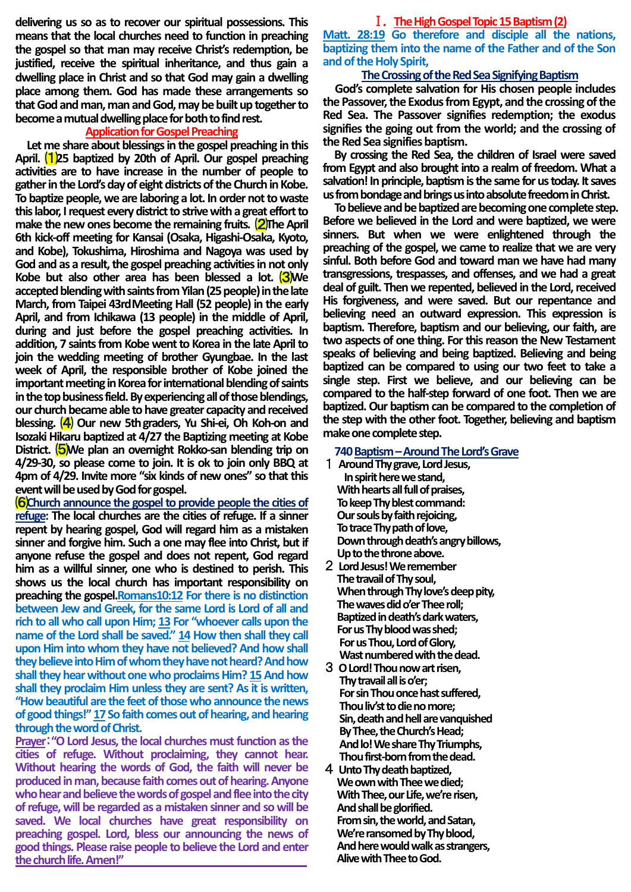delivering us so as to recover our spiritual possessions. This means that the local churches need to function in preaching the gospel so that man may receive Christ's redemption, be justified, receive the spiritual inheritance, and thus gain a dwelling place in Christ and so that God may gain a dwelling place among them. God has made these arrangements so that God and man, man and God, may be built up together to become a mutual dwelling place for both to find rest.

## Application for Gospel Preaching

Let me share about blessings in the gospel preaching in this April. (1)25 baptized by 20th of April. Our gospel preaching activities are to have increase in the number of people to gather in the Lord's day of eight districts of the Church in Kobe. To baptize people, we are laboring a lot. In order not to waste this labor, I request every district to strive with a great effort to make the new ones become the remaining fruits. (2)The April 6th kick-off meeting for Kansai (Osaka, Higashi-Osaka, Kyoto, and Kobe), Tokushima, Hiroshima and Nagoya was used by God and as a result, the gospel preaching activities in not only Kobe but also other area has been blessed a lot. (3)We accepted blending with saints from Yilan (25 people) in the late March, from Taipei 43rd Meeting Hall (52 people) in the early April, and from Ichikawa (13 people) in the middle of April, during and just before the gospel preaching activities. In addition, 7 saints from Kobe went to Korea in the late April to join the wedding meeting of brother Gyungbae. In the last week of April, the responsible brother of Kobe joined the important meeting in Korea for international blending of saints in the top business field. By experiencing all of those blendings, our church became able to have greater capacity and received blessing. (4) Our new 5th graders, Yu Shi-ei, Oh Koh-on and Isozaki Hikaru baptized at 4/27 the Baptizing meeting at Kobe District. (5)We plan an overnight Rokko-san blending trip on 4/29-30, so please come to join. It is ok to join only BBQ at 4pm of 4/29. Invite more "six kinds of new ones" so that this event will be used by God for gospel.

(6)Church announce the gospel to provide people the cities of refuge: The local churches are the cities of refuge. If a sinner repent by hearing gospel, God will regard him as a mistaken sinner and forgive him. Such a one may flee into Christ, but if anyone refuse the gospel and does not repent, God regard him as a willful sinner, one who is destined to perish. This shows us the local church has important responsibility on preaching the gospel. Romans10:12 For there is no distinction between Jew and Greek, for the same Lord is Lord of all and rich to all who call upon Him; 13 For "whoever calls upon the name of the Lord shall be saved." 14 How then shall they call upon Him into whom they have not believed? And how shall they believe into Him of whom they have not heard? And how shall they hear without one who proclaims Him? 15 And how shall they proclaim Him unless they are sent? As it is written, "How beautiful are the feet of those who announce the news of good things!" 17 So faith comes out of hearing, and hearing through the word of Christ.

Prayer: "O Lord Jesus, the local churches must function as the cities of refuge. Without proclaiming, they cannot hear. Without hearing the words of God, the faith will never be produced in man, because faith comes out of hearing. Anyone who hear and believe the words of gospel and flee into the city of refuge, will be regarded as a mistaken sinner and so will be saved. We local churches have great responsibility on preaching gospel. Lord, bless our announcing the news of good things. Please raise people to believe the Lord and enter the church life. Amen!"

## Ⅰ. The High Gospel Topic 15 Baptism (2)

Matt. 28:19 Go therefore and disciple all the nations, baptizing them into the name of the Father and of the Son and of the Holy Spirit,

### The Crossing of the Red Sea Signifying Baptism

God's complete salvation for His chosen people includes the Passover, the Exodus from Egypt, and the crossing of the Red Sea. The Passover signifies redemption; the exodus signifies the going out from the world; and the crossing of the Red Sea signifies baptism.

By crossing the Red Sea, the children of Israel were saved from Egypt and also brought into a realm of freedom. What a salvation! In principle, baptism is the same for us today. It saves us from bondage and brings us into absolute freedom in Christ.

To believe and be baptized are becoming one complete step. Before we believed in the Lord and were baptized, we were sinners. But when we were enlightened through the preaching of the gospel, we came to realize that we are very sinful. Both before God and toward man we have had many transgressions, trespasses, and offenses, and we had a great deal of guilt. Then we repented, believed in the Lord, received His forgiveness, and were saved. But our repentance and believing need an outward expression. This expression is baptism. Therefore, baptism and our believing, our faith, are two aspects of one thing. For this reason the New Testament speaks of believing and being baptized. Believing and being baptized can be compared to using our two feet to take a single step. First we believe, and our believing can be compared to the half-step forward of one foot. Then we are baptized. Our baptism can be compared to the completion of the step with the other foot. Together, believing and baptism make one complete step.

### 740 Baptism – Around The Lord's Grave

1 Around Thy grave, Lord Jesus,
In spirit here we stand,
With hearts all full of praises,
To keep Thy blest command:
Our souls by faith rejoicing,
To trace Thy path of love,
Down through death's angry billows,
Up to the throne above.

2 Lord Jesus! We remember
The travail of Thy soul,
When through Thy love's deep pity,
The waves did o'er Thee roll;
Baptized in death's dark waters,
For us Thy blood was shed;
For us Thou, Lord of Glory,
Wast numbered with the dead.

3 O Lord! Thou now art risen,
Thy travail all is o'er;
For sin Thou once hast suffered,
Thou liv'st to die no more;
Sin, death and hell are vanquished
By Thee, the Church's Head;
And lo! We share Thy Triumphs,
Thou first-born from the dead.

4 Unto Thy death baptized,
We own with Thee we died;
With Thee, our Life, we're risen,
And shall be glorified.
From sin, the world, and Satan,
We're ransomed by Thy blood,
And here would walk as strangers,
Alive with Thee to God.